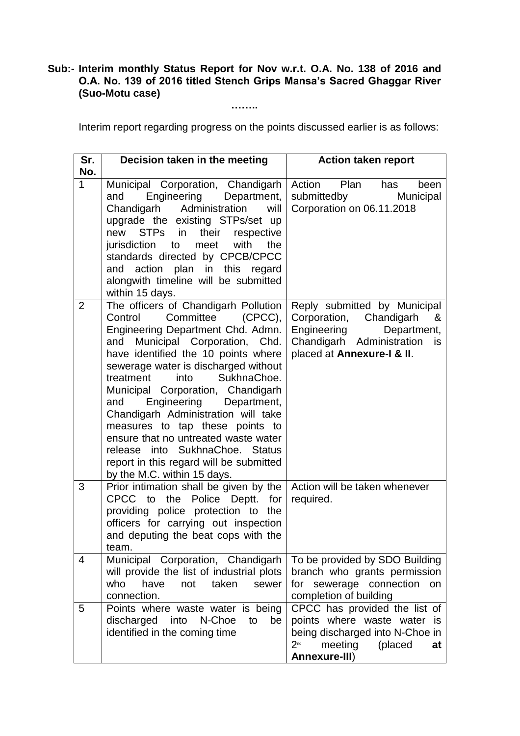**Sub:- Interim monthly Status Report for Nov w.r.t. O.A. No. 138 of 2016 and O.A. No. 139 of 2016 titled Stench Grips Mansa's Sacred Ghaggar River (Suo-Motu case)**

**……..**

Interim report regarding progress on the points discussed earlier is as follows:

| Sr. No. | Decision taken in the meeting | Action taken report |
|---|---|---|
| 1 | Municipal Corporation, Chandigarh and Engineering Department, Chandigarh Administration will upgrade the existing STPs/set up new STPs in their respective jurisdiction to meet with the standards directed by CPCB/CPCC and action plan in this regard alongwith timeline will be submitted within 15 days. | Action Plan has been submittedby Municipal Corporation on 06.11.2018 |
| 2 | The officers of Chandigarh Pollution Control Committee (CPCC), Engineering Department Chd. Admn. and Municipal Corporation, Chd. have identified the 10 points where sewerage water is discharged without treatment into SukhnaChoe. Municipal Corporation, Chandigarh and Engineering Department, Chandigarh Administration will take measures to tap these points to ensure that no untreated waste water release into SukhnaChoe. Status report in this regard will be submitted by the M.C. within 15 days. | Reply submitted by Municipal Corporation, Chandigarh & Engineering Department, Chandigarh Administration is placed at **Annexure-I & II**. |
| 3 | Prior intimation shall be given by the CPCC to the Police Deptt. for providing police protection to the officers for carrying out inspection and deputing the beat cops with the team. | Action will be taken whenever required. |
| 4 | Municipal Corporation, Chandigarh will provide the list of industrial plots who have not taken sewer connection. | To be provided by SDO Building branch who grants permission for sewerage connection on completion of building |
| 5 | Points where waste water is being discharged into N-Choe to be identified in the coming time | CPCC has provided the list of points where waste water is being discharged into N-Choe in 2nd meeting (placed **at Annexure-III**) |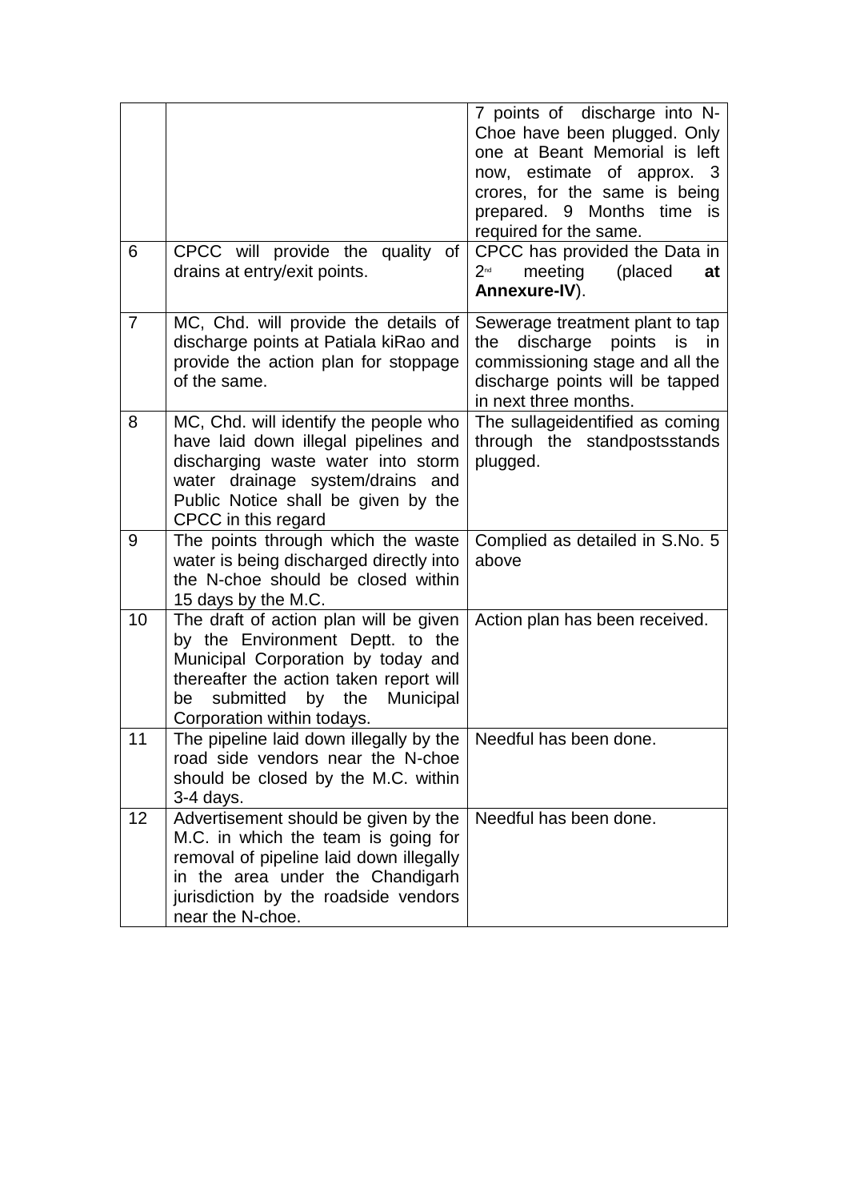| | | |
|---|---|---|
| | | 7 points of discharge into N-Choe have been plugged. Only one at Beant Memorial is left now, estimate of approx. 3 crores, for the same is being prepared. 9 Months time is required for the same. |
| 6 | CPCC will provide the quality of drains at entry/exit points. | CPCC has provided the Data in 2nd meeting (placed **at Annexure-IV**). |
| 7 | MC, Chd. will provide the details of discharge points at Patiala kiRao and provide the action plan for stoppage of the same. | Sewerage treatment plant to tap the discharge points is in commissioning stage and all the discharge points will be tapped in next three months. |
| 8 | MC, Chd. will identify the people who have laid down illegal pipelines and discharging waste water into storm water drainage system/drains and Public Notice shall be given by the CPCC in this regard | The sullageidentified as coming through the standpostsstands plugged. |
| 9 | The points through which the waste water is being discharged directly into the N-choe should be closed within 15 days by the M.C. | Complied as detailed in S.No. 5 above |
| 10 | The draft of action plan will be given by the Environment Deptt. to the Municipal Corporation by today and thereafter the action taken report will be submitted by the Municipal Corporation within todays. | Action plan has been received. |
| 11 | The pipeline laid down illegally by the road side vendors near the N-choe should be closed by the M.C. within 3-4 days. | Needful has been done. |
| 12 | Advertisement should be given by the M.C. in which the team is going for removal of pipeline laid down illegally in the area under the Chandigarh jurisdiction by the roadside vendors near the N-choe. | Needful has been done. |